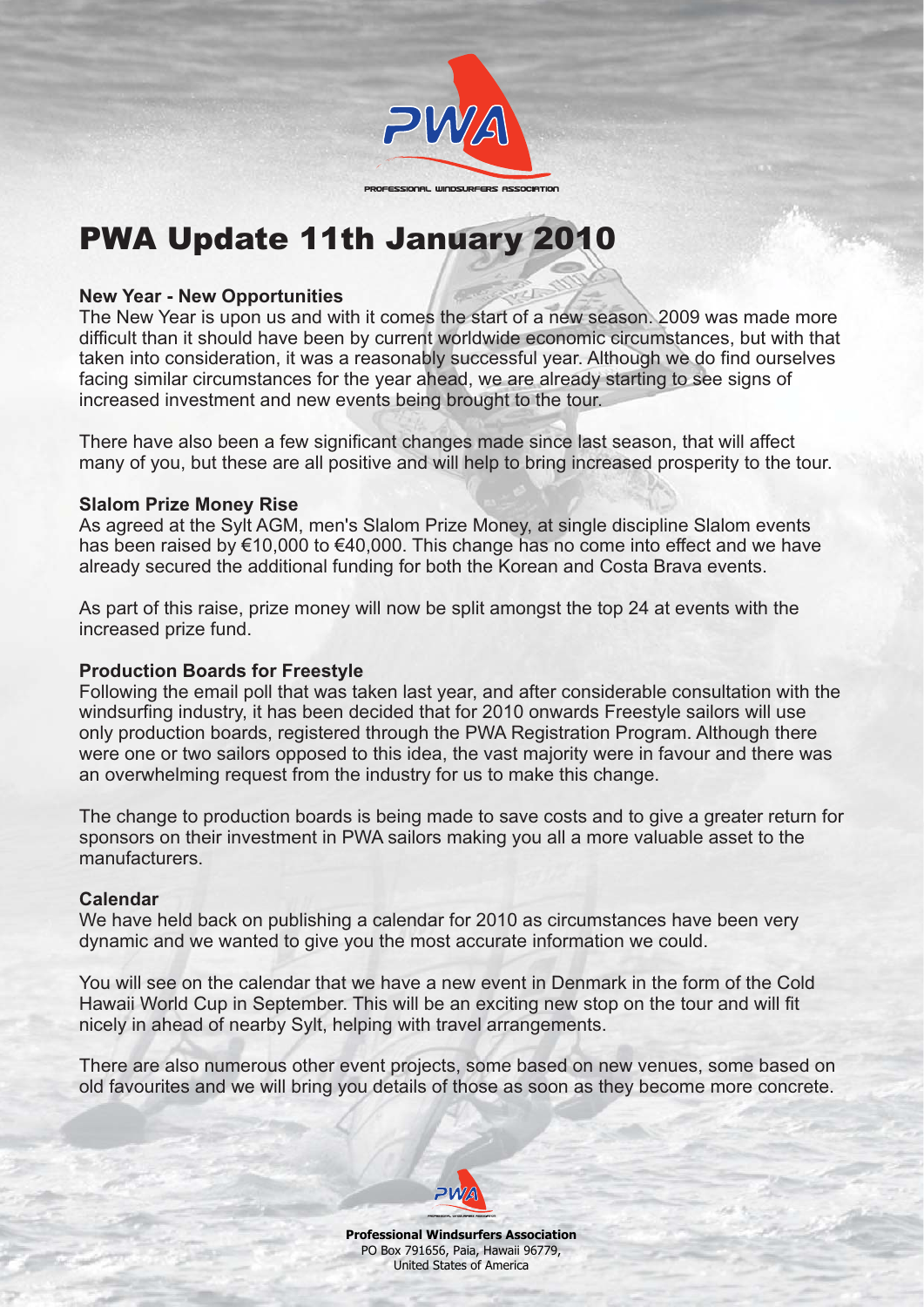# PWA Update 11th January 2010

### New Year - New Opportunities

The New Year is upon us and with it comes the start of a new season. 2009 was made more difficult than it should have been by current worldwide economic circumstances, but with that taken into consideration, it was a reasonably successful year. Although we do find ourselves facing similar circumstances for the year ahead, we are already starting to see signs of increased investment and new events being brought to the tour.

There have also been a few significant changes made since last season, that will affect many of you, but these are all positive and will help to bring increased prosperity to the tour.

### Slalom Prize Money Rise

As agreed at the Sylt AGM, men's Slalom Prize Money, at single discipline Slalom events has been raised by €10,000 to €40,000. This change has no come into effect and we have already secured the additional funding for both the Korean and Costa Brava events.

As part of this raise, prize money will now be split amongst the top 24 at events with the increased prize fund.

### Production Boards for Freestyle

Following the email poll that was taken last year, and after considerable consultation with the windsurfing industry, it has been decided that for 2010 onwards Freestyle sailors will use only production boards, registered through the PWA Registration Program. Although there were one or two sailors opposed to this idea, the vast majority were in favour and there was an overwhelming request from the industry for us to make this change.

The change to production boards is being made to save costs and to give a greater return for sponsors on their investment in PWA sailors making you all a more valuable asset to the manufacturers.

### Calendar

We have held back on publishing a calendar for 2010 as circumstances have been very dynamic and we wanted to give you the most accurate information we could.

You will see on the calendar that we have a new event in Denmark in the form of the Cold Hawaii World Cup in September. This will be an exciting new stop on the tour and will fit nicely in ahead of nearby Sylt, helping with travel arrangements.

There are also numerous other event projects, some based on new venues, some based on old favourites and we will bring you details of those as soon as they become more concrete.

**Professional Windsurfers Association**
PO Box 791656, Paia, Hawaii 96779,
United States of America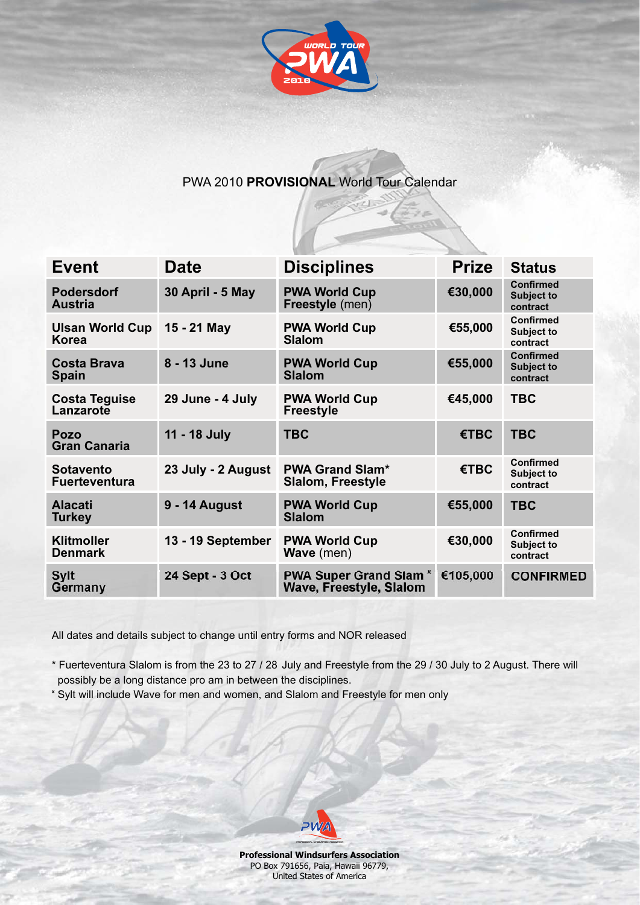PWA 2010 **PROVISIONAL** World Tour Calendar

| Event | Date | Disciplines | Prize | Status |
|---|---|---|---|---|
| **Podersdorf Austria** | **30 April - 5 May** | **PWA World Cup Freestyle** (men) | **€30,000** | **Confirmed Subject to contract** |
| **Ulsan World Cup Korea** | **15 - 21 May** | **PWA World Cup Slalom** | **€55,000** | **Confirmed Subject to contract** |
| **Costa Brava Spain** | **8 - 13 June** | **PWA World Cup Slalom** | **€55,000** | **Confirmed Subject to contract** |
| **Costa Teguise Lanzarote** | **29 June - 4 July** | **PWA World Cup Freestyle** | **€45,000** | **TBC** |
| **Pozo Gran Canaria** | **11 - 18 July** | **TBC** | **€TBC** | **TBC** |
| **Sotavento Fuerteventura** | **23 July - 2 August** | **PWA Grand Slam* Slalom, Freestyle** | **€TBC** | **Confirmed Subject to contract** |
| **Alacati Turkey** | **9 - 14 August** | **PWA World Cup Slalom** | **€55,000** | **TBC** |
| **Klitmoller Denmark** | **13 - 19 September** | **PWA World Cup Wave** (men) | **€30,000** | **Confirmed Subject to contract** |
| **Sylt Germany** | **24 Sept - 3 Oct** | **PWA Super Grand Slam* Wave, Freestyle, Slalom** | **€105,000** | **CONFIRMED** |

All dates and details subject to change until entry forms and NOR released

* Fuerteventura Slalom is from the 23 to 27 / 28 July and Freestyle from the 29 / 30 July to 2 August. There will possibly be a long distance pro am in between the disciplines.

* Sylt will include Wave for men and women, and Slalom and Freestyle for men only

**Professional Windsurfers Association**
PO Box 791656, Paia, Hawaii 96779,
United States of America